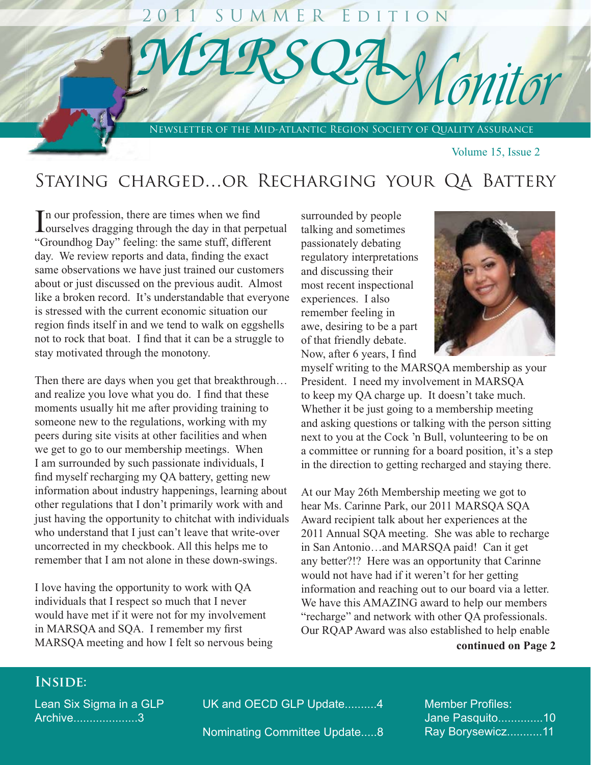2011 Summer Edition

# MARSQA Monitor

Newsletter of the Mid-Atlantic Region Society of Quality Assurance

Volume 15, Issue 2

## Staying charged...or Recharging your QA Battery

In our profession, there are times when we find ourselves dragging through the day in that perpetual "Groundhog Day" feeling: the same stuff, different day. We review reports and data, finding the exact same observations we have just trained our customers about or just discussed on the previous audit. Almost like a broken record. It's understandable that everyone is stressed with the current economic situation our region finds itself in and we tend to walk on eggshells not to rock that boat. I find that it can be a struggle to stay motivated through the monotony.

Then there are days when you get that breakthrough… and realize you love what you do. I find that these moments usually hit me after providing training to someone new to the regulations, working with my peers during site visits at other facilities and when we get to go to our membership meetings. When I am surrounded by such passionate individuals, I find myself recharging my QA battery, getting new information about industry happenings, learning about other regulations that I don't primarily work with and just having the opportunity to chitchat with individuals who understand that I just can't leave that write-over uncorrected in my checkbook. All this helps me to remember that I am not alone in these down-swings.

I love having the opportunity to work with QA individuals that I respect so much that I never would have met if it were not for my involvement in MARSQA and SQA. I remember my first MARSQA meeting and how I felt so nervous being surrounded by people talking and sometimes passionately debating regulatory interpretations and discussing their most recent inspectional experiences. I also remember feeling in awe, desiring to be a part of that friendly debate. Now, after 6 years, I find myself writing to the MARSQA membership as your President. I need my involvement in MARSQA to keep my QA charge up. It doesn't take much. Whether it be just going to a membership meeting and asking questions or talking with the person sitting next to you at the Cock 'n Bull, volunteering to be on a committee or running for a board position, it's a step in the direction to getting recharged and staying there.

At our May 26th Membership meeting we got to hear Ms. Carinne Park, our 2011 MARSQA SQA Award recipient talk about her experiences at the 2011 Annual SQA meeting. She was able to recharge in San Antonio…and MARSQA paid! Can it get any better?!? Here was an opportunity that Carinne would not have had if it weren't for her getting information and reaching out to our board via a letter. We have this AMAZING award to help our members "recharge" and network with other QA professionals. Our RQAP Award was also established to help enable

**continued on Page 2**

### Inside:

- Lean Six Sigma in a GLP Archive....................3
- UK and OECD GLP Update..........4
- Nominating Committee Update.....8
- Member Profiles:
  - Jane Pasquito..............10
  - Ray Borysewicz...........11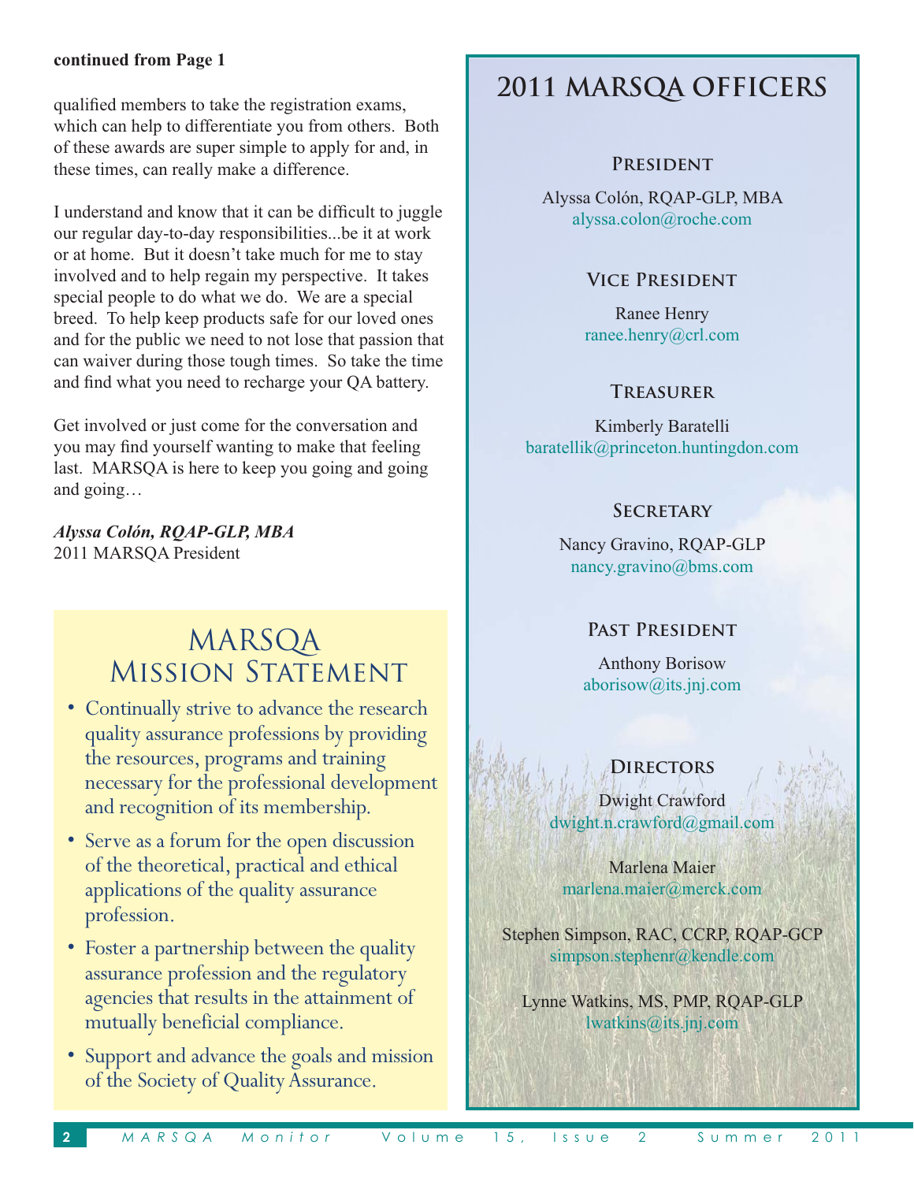**continued from Page 1**

qualified members to take the registration exams, which can help to differentiate you from others. Both of these awards are super simple to apply for and, in these times, can really make a difference.

I understand and know that it can be difficult to juggle our regular day-to-day responsibilities...be it at work or at home. But it doesn't take much for me to stay involved and to help regain my perspective. It takes special people to do what we do. We are a special breed. To help keep products safe for our loved ones and for the public we need to not lose that passion that can waiver during those tough times. So take the time and find what you need to recharge your QA battery.

Get involved or just come for the conversation and you may find yourself wanting to make that feeling last. MARSQA is here to keep you going and going and going…

***Alyssa Colón, RQAP-GLP, MBA***
2011 MARSQA President

## MARSQA Mission Statement

- Continually strive to advance the research quality assurance professions by providing the resources, programs and training necessary for the professional development and recognition of its membership.
- Serve as a forum for the open discussion of the theoretical, practical and ethical applications of the quality assurance profession.
- Foster a partnership between the quality assurance profession and the regulatory agencies that results in the attainment of mutually beneficial compliance.
- Support and advance the goals and mission of the Society of Quality Assurance.

## 2011 MARSQA Officers

### President

Alyssa Colón, RQAP-GLP, MBA
alyssa.colon@roche.com

### Vice President

Ranee Henry
ranee.henry@crl.com

### Treasurer

Kimberly Baratelli
baratellik@princeton.huntingdon.com

### Secretary

Nancy Gravino, RQAP-GLP
nancy.gravino@bms.com

### Past President

Anthony Borisow
aborisow@its.jnj.com

### Directors

Dwight Crawford
dwight.n.crawford@gmail.com

Marlena Maier
marlena.maier@merck.com

Stephen Simpson, RAC, CCRP, RQAP-GCP
simpson.stephenr@kendle.com

Lynne Watkins, MS, PMP, RQAP-GLP
lwatkins@its.jnj.com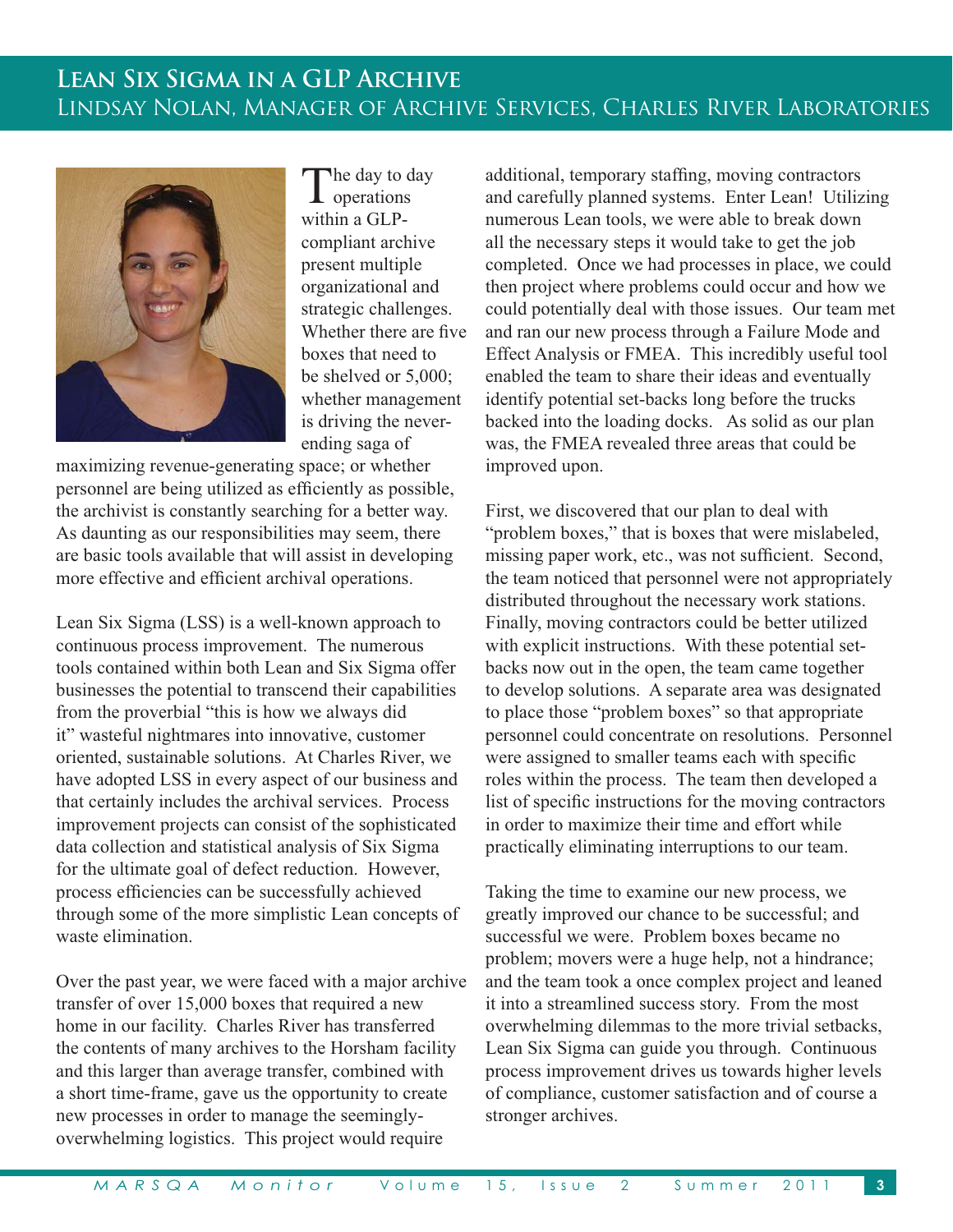# Lean Six Sigma in a GLP Archive

## Lindsay Nolan, Manager of Archive Services, Charles River Laboratories

The day to day operations within a GLP-compliant archive present multiple organizational and strategic challenges. Whether there are five boxes that need to be shelved or 5,000; whether management is driving the never-ending saga of maximizing revenue-generating space; or whether personnel are being utilized as efficiently as possible, the archivist is constantly searching for a better way. As daunting as our responsibilities may seem, there are basic tools available that will assist in developing more effective and efficient archival operations.

Lean Six Sigma (LSS) is a well-known approach to continuous process improvement. The numerous tools contained within both Lean and Six Sigma offer businesses the potential to transcend their capabilities from the proverbial "this is how we always did it" wasteful nightmares into innovative, customer oriented, sustainable solutions. At Charles River, we have adopted LSS in every aspect of our business and that certainly includes the archival services. Process improvement projects can consist of the sophisticated data collection and statistical analysis of Six Sigma for the ultimate goal of defect reduction. However, process efficiencies can be successfully achieved through some of the more simplistic Lean concepts of waste elimination.

Over the past year, we were faced with a major archive transfer of over 15,000 boxes that required a new home in our facility. Charles River has transferred the contents of many archives to the Horsham facility and this larger than average transfer, combined with a short time-frame, gave us the opportunity to create new processes in order to manage the seemingly-overwhelming logistics. This project would require additional, temporary staffing, moving contractors and carefully planned systems. Enter Lean! Utilizing numerous Lean tools, we were able to break down all the necessary steps it would take to get the job completed. Once we had processes in place, we could then project where problems could occur and how we could potentially deal with those issues. Our team met and ran our new process through a Failure Mode and Effect Analysis or FMEA. This incredibly useful tool enabled the team to share their ideas and eventually identify potential set-backs long before the trucks backed into the loading docks. As solid as our plan was, the FMEA revealed three areas that could be improved upon.

First, we discovered that our plan to deal with "problem boxes," that is boxes that were mislabeled, missing paper work, etc., was not sufficient. Second, the team noticed that personnel were not appropriately distributed throughout the necessary work stations. Finally, moving contractors could be better utilized with explicit instructions. With these potential set-backs now out in the open, the team came together to develop solutions. A separate area was designated to place those "problem boxes" so that appropriate personnel could concentrate on resolutions. Personnel were assigned to smaller teams each with specific roles within the process. The team then developed a list of specific instructions for the moving contractors in order to maximize their time and effort while practically eliminating interruptions to our team.

Taking the time to examine our new process, we greatly improved our chance to be successful; and successful we were. Problem boxes became no problem; movers were a huge help, not a hindrance; and the team took a once complex project and leaned it into a streamlined success story. From the most overwhelming dilemmas to the more trivial setbacks, Lean Six Sigma can guide you through. Continuous process improvement drives us towards higher levels of compliance, customer satisfaction and of course a stronger archives.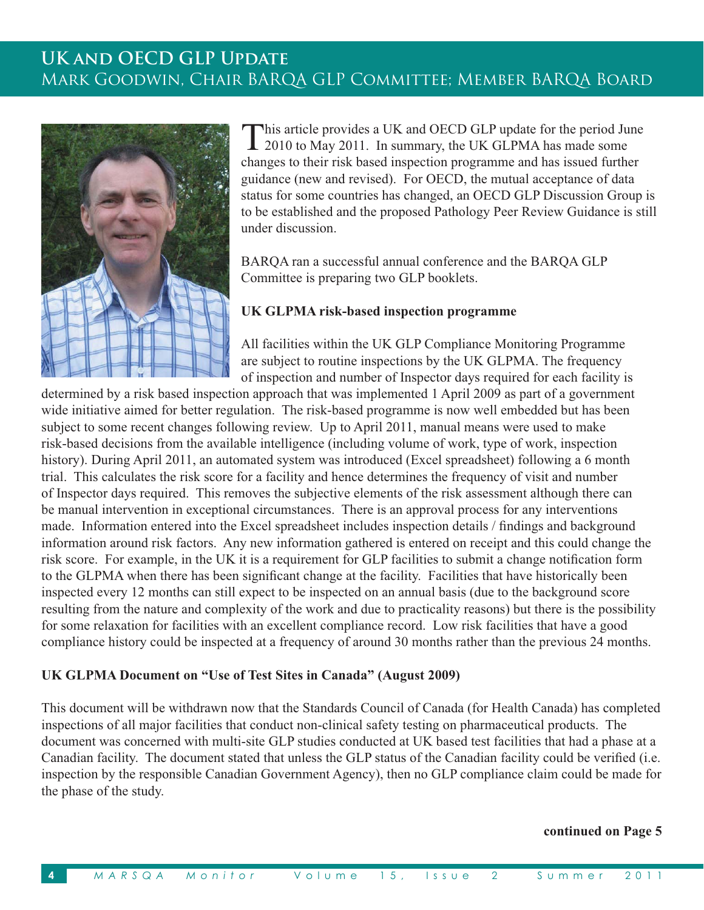## UK and OECD GLP Update

### Mark Goodwin, Chair BARQA GLP Committee; Member BARQA Board

This article provides a UK and OECD GLP update for the period June 2010 to May 2011. In summary, the UK GLPMA has made some changes to their risk based inspection programme and has issued further guidance (new and revised). For OECD, the mutual acceptance of data status for some countries has changed, an OECD GLP Discussion Group is to be established and the proposed Pathology Peer Review Guidance is still under discussion.

BARQA ran a successful annual conference and the BARQA GLP Committee is preparing two GLP booklets.

**UK GLPMA risk-based inspection programme**

All facilities within the UK GLP Compliance Monitoring Programme are subject to routine inspections by the UK GLPMA. The frequency of inspection and number of Inspector days required for each facility is determined by a risk based inspection approach that was implemented 1 April 2009 as part of a government wide initiative aimed for better regulation. The risk-based programme is now well embedded but has been subject to some recent changes following review. Up to April 2011, manual means were used to make risk-based decisions from the available intelligence (including volume of work, type of work, inspection history). During April 2011, an automated system was introduced (Excel spreadsheet) following a 6 month trial. This calculates the risk score for a facility and hence determines the frequency of visit and number of Inspector days required. This removes the subjective elements of the risk assessment although there can be manual intervention in exceptional circumstances. There is an approval process for any interventions made. Information entered into the Excel spreadsheet includes inspection details / findings and background information around risk factors. Any new information gathered is entered on receipt and this could change the risk score. For example, in the UK it is a requirement for GLP facilities to submit a change notification form to the GLPMA when there has been significant change at the facility. Facilities that have historically been inspected every 12 months can still expect to be inspected on an annual basis (due to the background score resulting from the nature and complexity of the work and due to practicality reasons) but there is the possibility for some relaxation for facilities with an excellent compliance record. Low risk facilities that have a good compliance history could be inspected at a frequency of around 30 months rather than the previous 24 months.

**UK GLPMA Document on "Use of Test Sites in Canada" (August 2009)**

This document will be withdrawn now that the Standards Council of Canada (for Health Canada) has completed inspections of all major facilities that conduct non-clinical safety testing on pharmaceutical products. The document was concerned with multi-site GLP studies conducted at UK based test facilities that had a phase at a Canadian facility. The document stated that unless the GLP status of the Canadian facility could be verified (i.e. inspection by the responsible Canadian Government Agency), then no GLP compliance claim could be made for the phase of the study.

**continued on Page 5**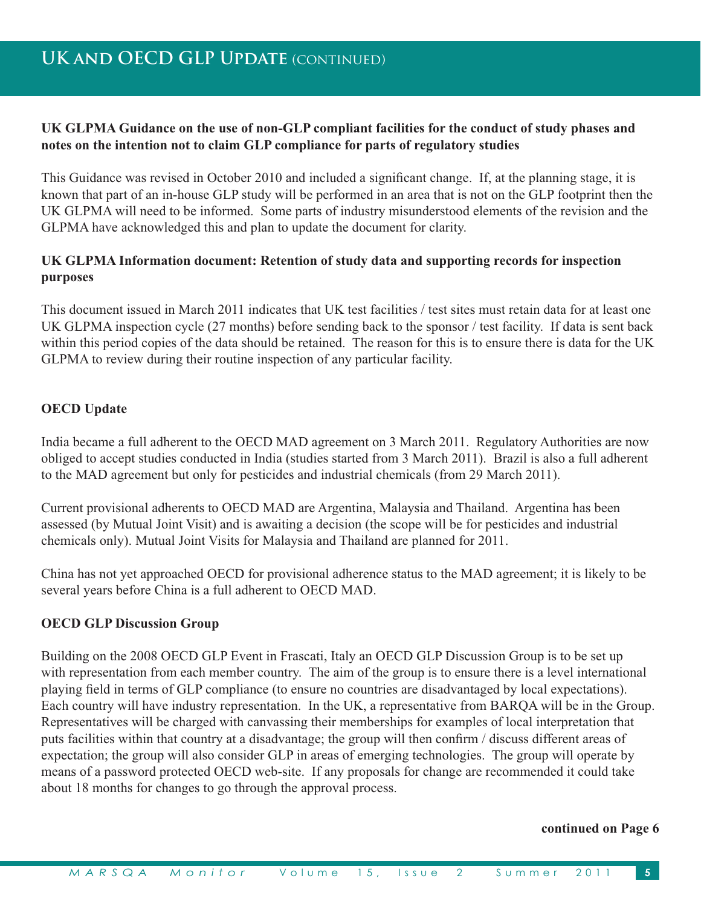## UK and OECD GLP Update (continued)

**UK GLPMA Guidance on the use of non-GLP compliant facilities for the conduct of study phases and notes on the intention not to claim GLP compliance for parts of regulatory studies**

This Guidance was revised in October 2010 and included a significant change. If, at the planning stage, it is known that part of an in-house GLP study will be performed in an area that is not on the GLP footprint then the UK GLPMA will need to be informed. Some parts of industry misunderstood elements of the revision and the GLPMA have acknowledged this and plan to update the document for clarity.

**UK GLPMA Information document: Retention of study data and supporting records for inspection purposes**

This document issued in March 2011 indicates that UK test facilities / test sites must retain data for at least one UK GLPMA inspection cycle (27 months) before sending back to the sponsor / test facility. If data is sent back within this period copies of the data should be retained. The reason for this is to ensure there is data for the UK GLPMA to review during their routine inspection of any particular facility.

**OECD Update**

India became a full adherent to the OECD MAD agreement on 3 March 2011. Regulatory Authorities are now obliged to accept studies conducted in India (studies started from 3 March 2011). Brazil is also a full adherent to the MAD agreement but only for pesticides and industrial chemicals (from 29 March 2011).

Current provisional adherents to OECD MAD are Argentina, Malaysia and Thailand. Argentina has been assessed (by Mutual Joint Visit) and is awaiting a decision (the scope will be for pesticides and industrial chemicals only). Mutual Joint Visits for Malaysia and Thailand are planned for 2011.

China has not yet approached OECD for provisional adherence status to the MAD agreement; it is likely to be several years before China is a full adherent to OECD MAD.

**OECD GLP Discussion Group**

Building on the 2008 OECD GLP Event in Frascati, Italy an OECD GLP Discussion Group is to be set up with representation from each member country. The aim of the group is to ensure there is a level international playing field in terms of GLP compliance (to ensure no countries are disadvantaged by local expectations). Each country will have industry representation. In the UK, a representative from BARQA will be in the Group. Representatives will be charged with canvassing their memberships for examples of local interpretation that puts facilities within that country at a disadvantage; the group will then confirm / discuss different areas of expectation; the group will also consider GLP in areas of emerging technologies. The group will operate by means of a password protected OECD web-site. If any proposals for change are recommended it could take about 18 months for changes to go through the approval process.

**continued on Page 6**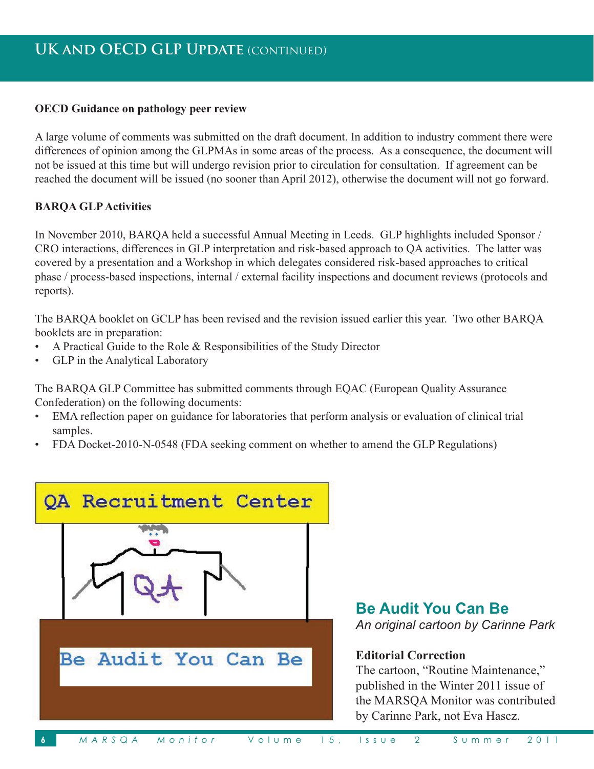## UK and OECD GLP Update (continued)

**OECD Guidance on pathology peer review**

A large volume of comments was submitted on the draft document. In addition to industry comment there were differences of opinion among the GLPMAs in some areas of the process. As a consequence, the document will not be issued at this time but will undergo revision prior to circulation for consultation. If agreement can be reached the document will be issued (no sooner than April 2012), otherwise the document will not go forward.

**BARQA GLP Activities**

In November 2010, BARQA held a successful Annual Meeting in Leeds. GLP highlights included Sponsor / CRO interactions, differences in GLP interpretation and risk-based approach to QA activities. The latter was covered by a presentation and a Workshop in which delegates considered risk-based approaches to critical phase / process-based inspections, internal / external facility inspections and document reviews (protocols and reports).

The BARQA booklet on GCLP has been revised and the revision issued earlier this year. Two other BARQA booklets are in preparation:

- A Practical Guide to the Role & Responsibilities of the Study Director
- GLP in the Analytical Laboratory

The BARQA GLP Committee has submitted comments through EQAC (European Quality Assurance Confederation) on the following documents:

- EMA reflection paper on guidance for laboratories that perform analysis or evaluation of clinical trial samples.
- FDA Docket-2010-N-0548 (FDA seeking comment on whether to amend the GLP Regulations)

QA Recruitment Center

QA

Be Audit You Can Be

### Be Audit You Can Be

*An original cartoon by Carinne Park*

**Editorial Correction**

The cartoon, "Routine Maintenance," published in the Winter 2011 issue of the MARSQA Monitor was contributed by Carinne Park, not Eva Hascz.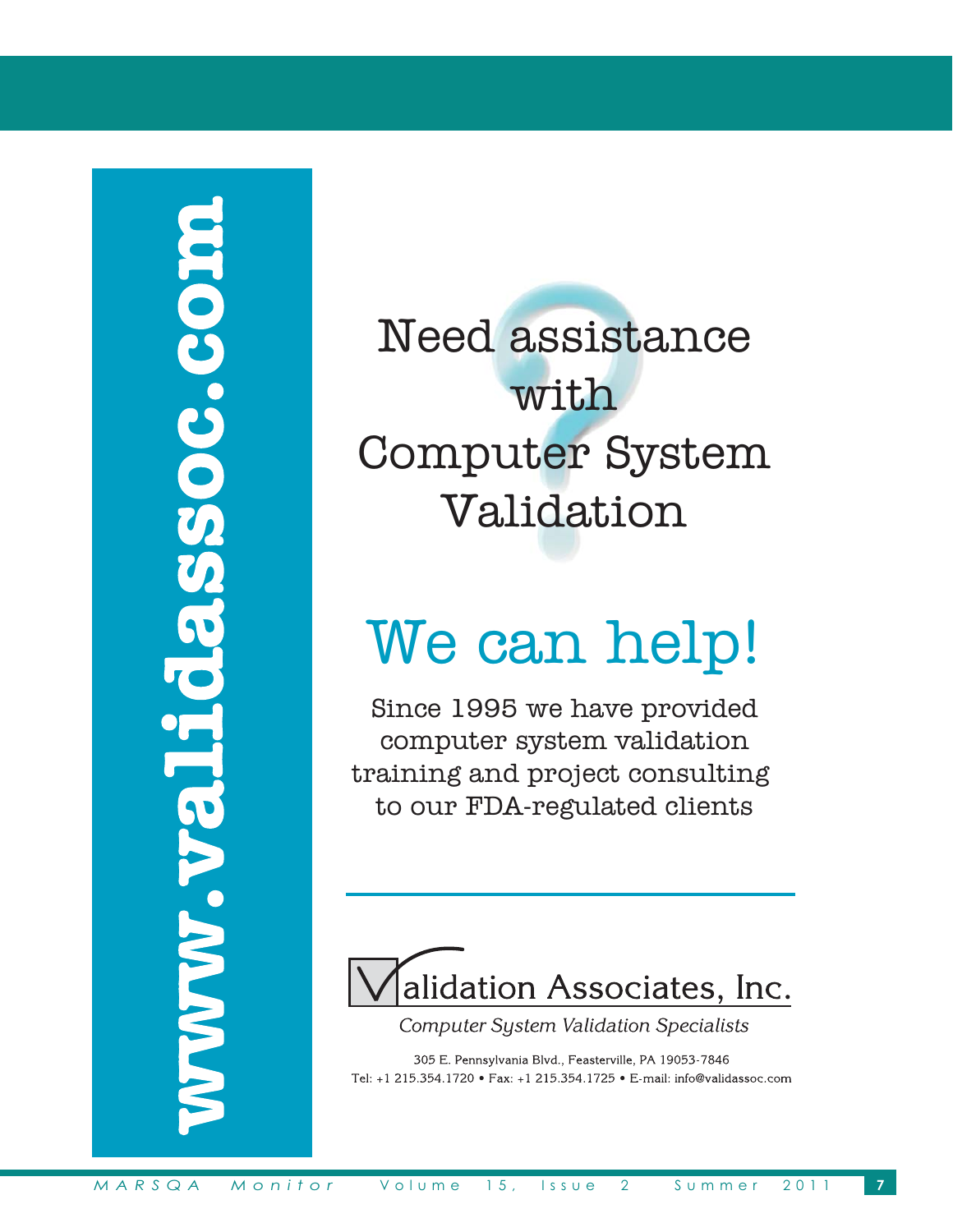**www.validassoc.com**

# Need assistance with Computer System Validation

## We can help!

Since 1995 we have provided computer system validation training and project consulting to our FDA-regulated clients

---

**Validation Associates, Inc.**

*Computer System Validation Specialists*

305 E. Pennsylvania Blvd., Feasterville, PA 19053-7846

Tel: +1 215.354.1720 • Fax: +1 215.354.1725 • E-mail: info@validassoc.com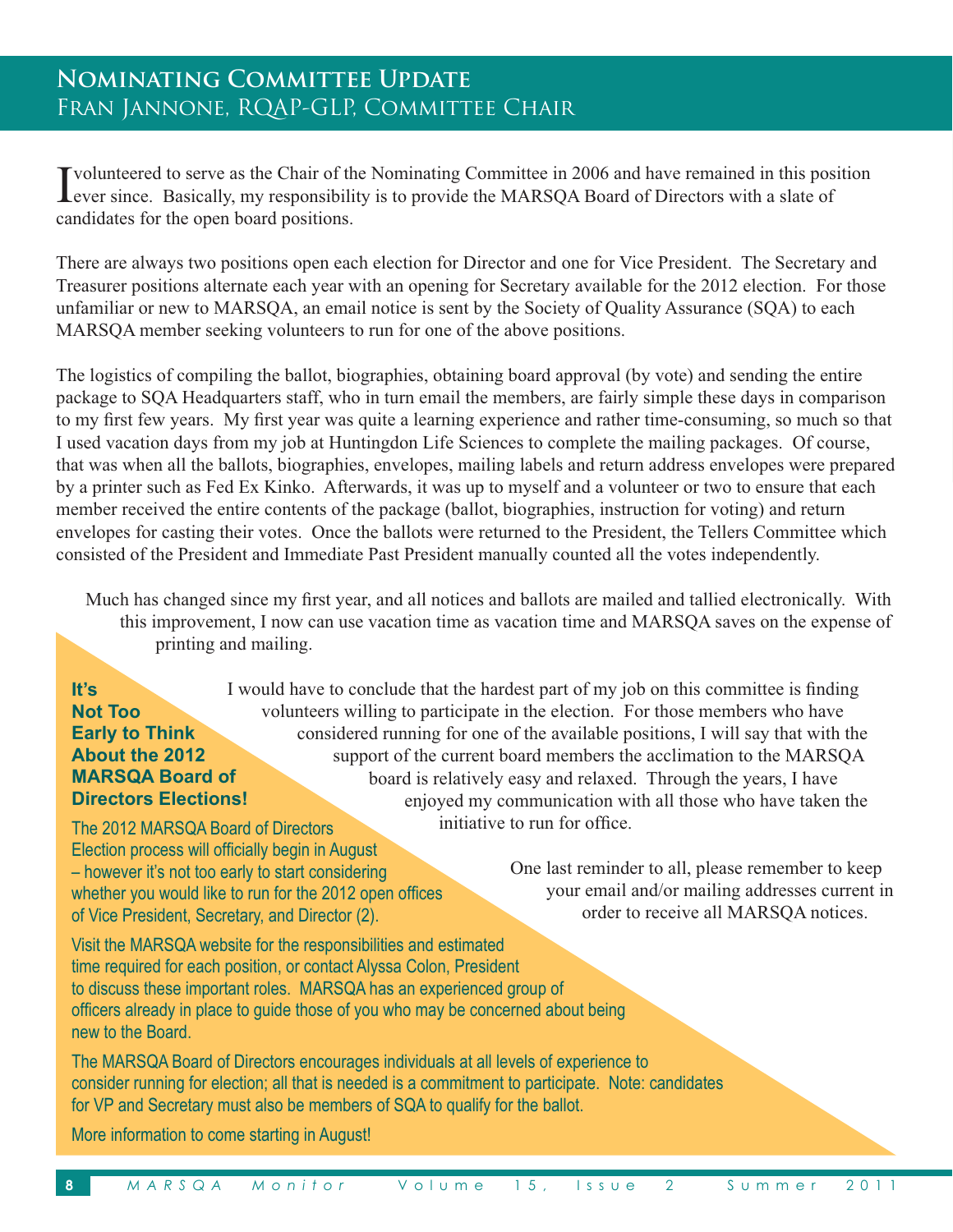## Nominating Committee Update

### Fran Jannone, RQAP-GLP, Committee Chair

I volunteered to serve as the Chair of the Nominating Committee in 2006 and have remained in this position ever since. Basically, my responsibility is to provide the MARSQA Board of Directors with a slate of candidates for the open board positions.

There are always two positions open each election for Director and one for Vice President. The Secretary and Treasurer positions alternate each year with an opening for Secretary available for the 2012 election. For those unfamiliar or new to MARSQA, an email notice is sent by the Society of Quality Assurance (SQA) to each MARSQA member seeking volunteers to run for one of the above positions.

The logistics of compiling the ballot, biographies, obtaining board approval (by vote) and sending the entire package to SQA Headquarters staff, who in turn email the members, are fairly simple these days in comparison to my first few years. My first year was quite a learning experience and rather time-consuming, so much so that I used vacation days from my job at Huntingdon Life Sciences to complete the mailing packages. Of course, that was when all the ballots, biographies, envelopes, mailing labels and return address envelopes were prepared by a printer such as Fed Ex Kinko. Afterwards, it was up to myself and a volunteer or two to ensure that each member received the entire contents of the package (ballot, biographies, instruction for voting) and return envelopes for casting their votes. Once the ballots were returned to the President, the Tellers Committee which consisted of the President and Immediate Past President manually counted all the votes independently.

Much has changed since my first year, and all notices and ballots are mailed and tallied electronically. With this improvement, I now can use vacation time as vacation time and MARSQA saves on the expense of printing and mailing.

I would have to conclude that the hardest part of my job on this committee is finding volunteers willing to participate in the election. For those members who have considered running for one of the available positions, I will say that with the support of the current board members the acclimation to the MARSQA board is relatively easy and relaxed. Through the years, I have enjoyed my communication with all those who have taken the initiative to run for office.

One last reminder to all, please remember to keep your email and/or mailing addresses current in order to receive all MARSQA notices.

**It's Not Too Early to Think About the 2012 MARSQA Board of Directors Elections!**

The 2012 MARSQA Board of Directors Election process will officially begin in August – however it's not too early to start considering whether you would like to run for the 2012 open offices of Vice President, Secretary, and Director (2).

Visit the MARSQA website for the responsibilities and estimated time required for each position, or contact Alyssa Colon, President to discuss these important roles. MARSQA has an experienced group of officers already in place to guide those of you who may be concerned about being new to the Board.

The MARSQA Board of Directors encourages individuals at all levels of experience to consider running for election; all that is needed is a commitment to participate. Note: candidates for VP and Secretary must also be members of SQA to qualify for the ballot.

More information to come starting in August!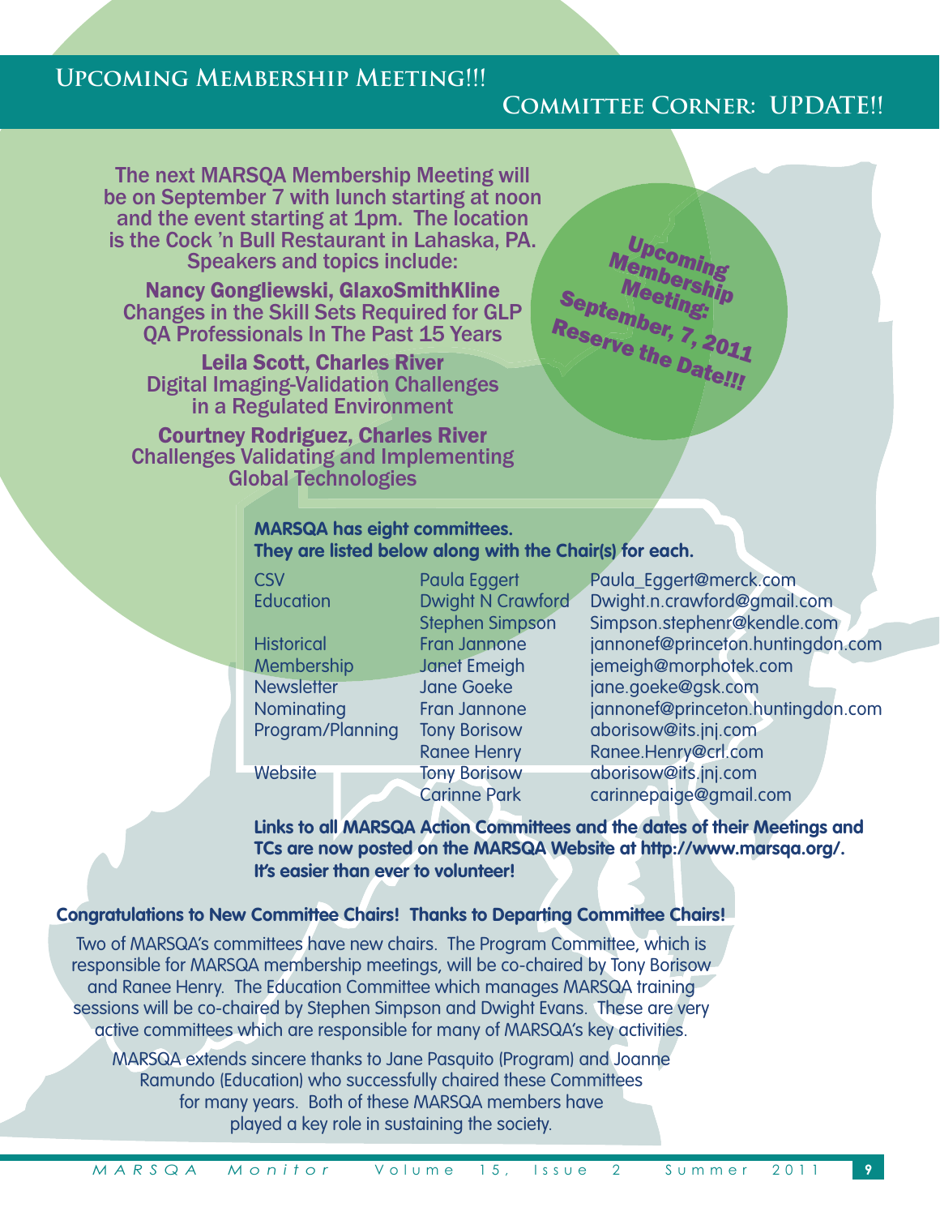## Upcoming Membership Meeting!!!

The next MARSQA Membership Meeting will be on September 7 with lunch starting at noon and the event starting at 1pm. The location is the Cock 'n Bull Restaurant in Lahaska, PA. Speakers and topics include:

**Nancy Gongliewski, GlaxoSmithKline**
Changes in the Skill Sets Required for GLP QA Professionals In The Past 15 Years

**Leila Scott, Charles River**
Digital Imaging-Validation Challenges in a Regulated Environment

**Courtney Rodriguez, Charles River**
Challenges Validating and Implementing Global Technologies

Upcoming Membership Meeting: September, 7, 2011 Reserve the Date!!!

## Committee Corner: UPDATE!!

**MARSQA has eight committees.**
**They are listed below along with the Chair(s) for each.**

| Committee | Chair(s) | Email |
|---|---|---|
| CSV | Paula Eggert | Paula_Eggert@merck.com |
| Education | Dwight N Crawford | Dwight.n.crawford@gmail.com |
| | Stephen Simpson | Simpson.stephenr@kendle.com |
| Historical | Fran Jannone | jannonef@princeton.huntingdon.com |
| Membership | Janet Emeigh | jemeigh@morphotek.com |
| Newsletter | Jane Goeke | jane.goeke@gsk.com |
| Nominating | Fran Jannone | jannonef@princeton.huntingdon.com |
| Program/Planning | Tony Borisow | aborisow@its.jnj.com |
| | Ranee Henry | Ranee.Henry@crl.com |
| Website | Tony Borisow | aborisow@its.jnj.com |
| | Carinne Park | carinnepaige@gmail.com |

**Links to all MARSQA Action Committees and the dates of their Meetings and TCs are now posted on the MARSQA Website at http://www.marsqa.org/. It's easier than ever to volunteer!**

**Congratulations to New Committee Chairs! Thanks to Departing Committee Chairs!**

Two of MARSQA's committees have new chairs. The Program Committee, which is responsible for MARSQA membership meetings, will be co-chaired by Tony Borisow and Ranee Henry. The Education Committee which manages MARSQA training sessions will be co-chaired by Stephen Simpson and Dwight Evans. These are very active committees which are responsible for many of MARSQA's key activities.

MARSQA extends sincere thanks to Jane Pasquito (Program) and Joanne Ramundo (Education) who successfully chaired these Committees for many years. Both of these MARSQA members have played a key role in sustaining the society.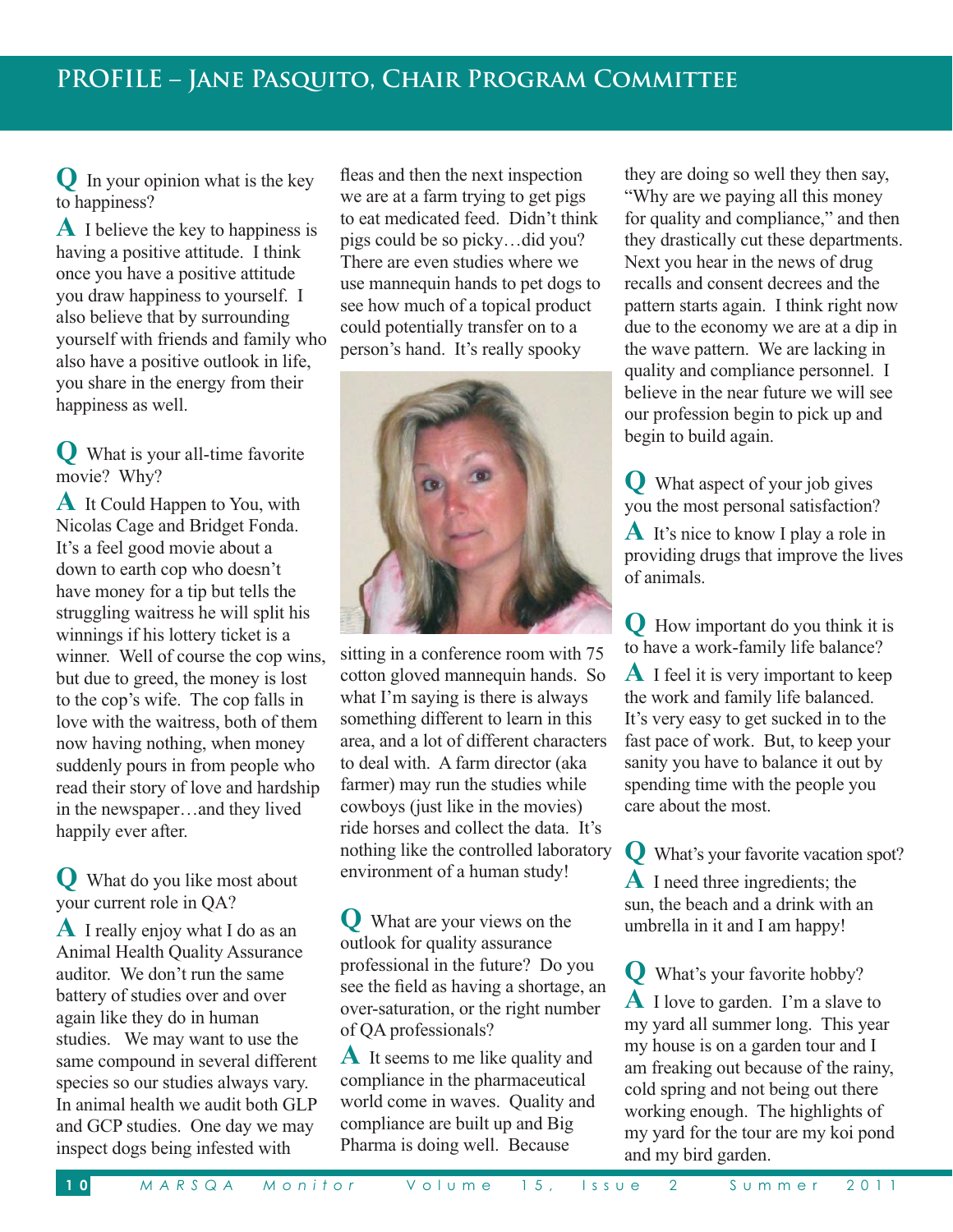## PROFILE – Jane Pasquito, Chair Program Committee

**Q** In your opinion what is the key to happiness?

**A** I believe the key to happiness is having a positive attitude. I think once you have a positive attitude you draw happiness to yourself. I also believe that by surrounding yourself with friends and family who also have a positive outlook in life, you share in the energy from their happiness as well.

**Q** What is your all-time favorite movie? Why?

**A** It Could Happen to You, with Nicolas Cage and Bridget Fonda. It's a feel good movie about a down to earth cop who doesn't have money for a tip but tells the struggling waitress he will split his winnings if his lottery ticket is a winner. Well of course the cop wins, but due to greed, the money is lost to the cop's wife. The cop falls in love with the waitress, both of them now having nothing, when money suddenly pours in from people who read their story of love and hardship in the newspaper…and they lived happily ever after.

**Q** What do you like most about your current role in QA?

**A** I really enjoy what I do as an Animal Health Quality Assurance auditor. We don't run the same battery of studies over and over again like they do in human studies. We may want to use the same compound in several different species so our studies always vary. In animal health we audit both GLP and GCP studies. One day we may inspect dogs being infested with fleas and then the next inspection we are at a farm trying to get pigs to eat medicated feed. Didn't think pigs could be so picky…did you? There are even studies where we use mannequin hands to pet dogs to see how much of a topical product could potentially transfer on to a person's hand. It's really spooky sitting in a conference room with 75 cotton gloved mannequin hands. So what I'm saying is there is always something different to learn in this area, and a lot of different characters to deal with. A farm director (aka farmer) may run the studies while cowboys (just like in the movies) ride horses and collect the data. It's nothing like the controlled laboratory environment of a human study!

**Q** What are your views on the outlook for quality assurance professional in the future? Do you see the field as having a shortage, an over-saturation, or the right number of QA professionals?

**A** It seems to me like quality and compliance in the pharmaceutical world come in waves. Quality and compliance are built up and Big Pharma is doing well. Because they are doing so well they then say, "Why are we paying all this money for quality and compliance," and then they drastically cut these departments. Next you hear in the news of drug recalls and consent decrees and the pattern starts again. I think right now due to the economy we are at a dip in the wave pattern. We are lacking in quality and compliance personnel. I believe in the near future we will see our profession begin to pick up and begin to build again.

**Q** What aspect of your job gives you the most personal satisfaction?

**A** It's nice to know I play a role in providing drugs that improve the lives of animals.

**Q** How important do you think it is to have a work-family life balance?

**A** I feel it is very important to keep the work and family life balanced. It's very easy to get sucked in to the fast pace of work. But, to keep your sanity you have to balance it out by spending time with the people you care about the most.

**Q** What's your favorite vacation spot?

**A** I need three ingredients; the sun, the beach and a drink with an umbrella in it and I am happy!

**Q** What's your favorite hobby?

**A** I love to garden. I'm a slave to my yard all summer long. This year my house is on a garden tour and I am freaking out because of the rainy, cold spring and not being out there working enough. The highlights of my yard for the tour are my koi pond and my bird garden.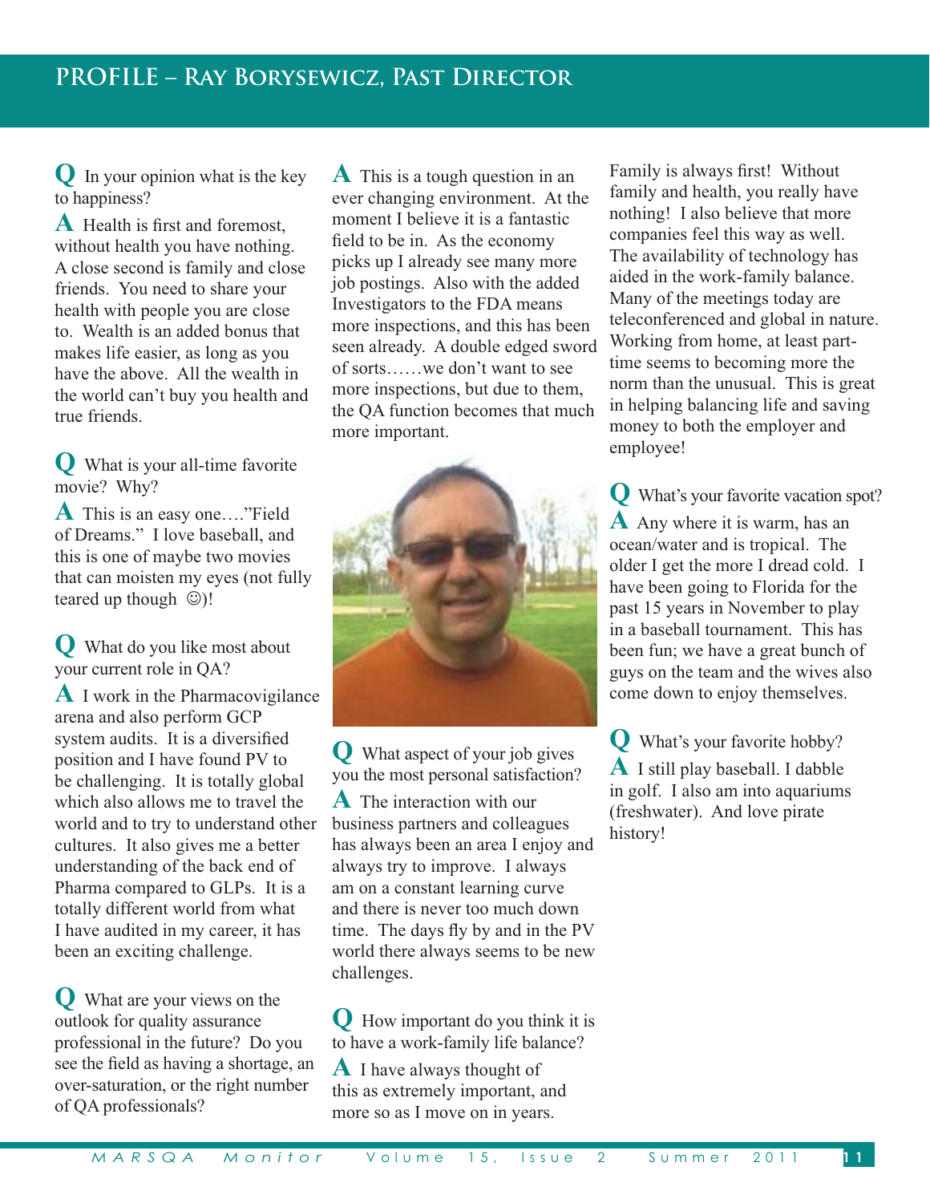## PROFILE – RAY BORYSEWICZ, PAST DIRECTOR

**Q** In your opinion what is the key to happiness?

**A** Health is first and foremost, without health you have nothing. A close second is family and close friends. You need to share your health with people you are close to. Wealth is an added bonus that makes life easier, as long as you have the above. All the wealth in the world can't buy you health and true friends.

**Q** What is your all-time favorite movie? Why?

**A** This is an easy one…."Field of Dreams." I love baseball, and this is one of maybe two movies that can moisten my eyes (not fully teared up though ☺)!

**Q** What do you like most about your current role in QA?

**A** I work in the Pharmacovigilance arena and also perform GCP system audits. It is a diversified position and I have found PV to be challenging. It is totally global which also allows me to travel the world and to try to understand other cultures. It also gives me a better understanding of the back end of Pharma compared to GLPs. It is a totally different world from what I have audited in my career, it has been an exciting challenge.

**Q** What are your views on the outlook for quality assurance professional in the future? Do you see the field as having a shortage, an over-saturation, or the right number of QA professionals?

**A** This is a tough question in an ever changing environment. At the moment I believe it is a fantastic field to be in. As the economy picks up I already see many more job postings. Also with the added Investigators to the FDA means more inspections, and this has been seen already. A double edged sword of sorts……we don't want to see more inspections, but due to them, the QA function becomes that much more important.

**Q** What aspect of your job gives you the most personal satisfaction?

**A** The interaction with our business partners and colleagues has always been an area I enjoy and always try to improve. I always am on a constant learning curve and there is never too much down time. The days fly by and in the PV world there always seems to be new challenges.

**Q** How important do you think it is to have a work-family life balance?

**A** I have always thought of this as extremely important, and more so as I move on in years. Family is always first! Without family and health, you really have nothing! I also believe that more companies feel this way as well. The availability of technology has aided in the work-family balance. Many of the meetings today are teleconferenced and global in nature. Working from home, at least part-time seems to becoming more the norm than the unusual. This is great in helping balancing life and saving money to both the employer and employee!

**Q** What's your favorite vacation spot?

**A** Any where it is warm, has an ocean/water and is tropical. The older I get the more I dread cold. I have been going to Florida for the past 15 years in November to play in a baseball tournament. This has been fun; we have a great bunch of guys on the team and the wives also come down to enjoy themselves.

**Q** What's your favorite hobby?

**A** I still play baseball. I dabble in golf. I also am into aquariums (freshwater). And love pirate history!